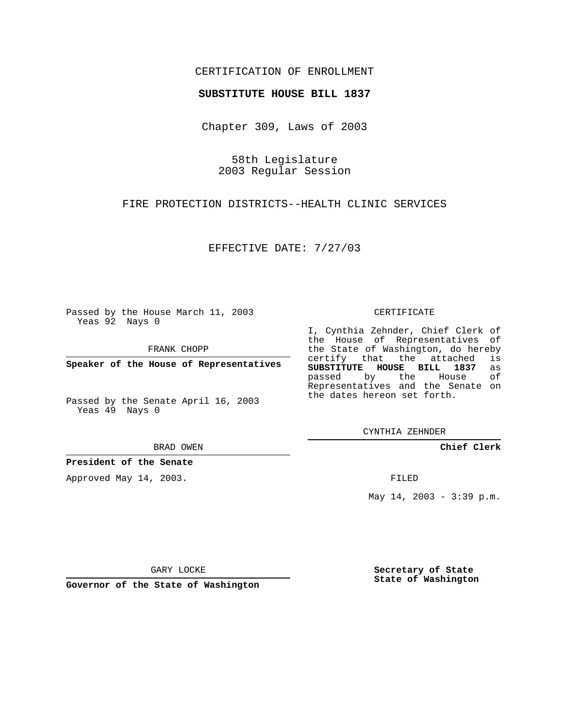CERTIFICATION OF ENROLLMENT

**SUBSTITUTE HOUSE BILL 1837**

Chapter 309, Laws of 2003

58th Legislature
2003 Regular Session

FIRE PROTECTION DISTRICTS--HEALTH CLINIC SERVICES

EFFECTIVE DATE: 7/27/03

Passed by the House March 11, 2003
Yeas 92 Nays 0

FRANK CHOPP

**Speaker of the House of Representatives**

Passed by the Senate April 16, 2003
Yeas 49 Nays 0

BRAD OWEN

**President of the Senate**

Approved May 14, 2003.

GARY LOCKE

**Governor of the State of Washington**

CERTIFICATE

I, Cynthia Zehnder, Chief Clerk of the House of Representatives of the State of Washington, do hereby certify that the attached is **SUBSTITUTE HOUSE BILL 1837** as passed by the House of Representatives and the Senate on the dates hereon set forth.

CYNTHIA ZEHNDER

**Chief Clerk**

FILED

May 14, 2003 - 3:39 p.m.

**Secretary of State**
**State of Washington**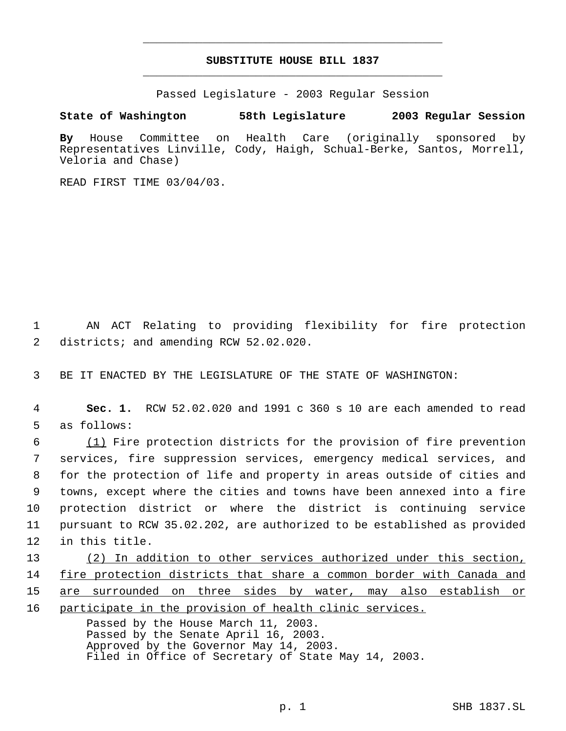# SUBSTITUTE HOUSE BILL 1837

Passed Legislature - 2003 Regular Session

**State of Washington 58th Legislature 2003 Regular Session**

**By** House Committee on Health Care (originally sponsored by Representatives Linville, Cody, Haigh, Schual-Berke, Santos, Morrell, Veloria and Chase)

READ FIRST TIME 03/04/03.

AN ACT Relating to providing flexibility for fire protection districts; and amending RCW 52.02.020.

BE IT ENACTED BY THE LEGISLATURE OF THE STATE OF WASHINGTON:

**Sec. 1.** RCW 52.02.020 and 1991 c 360 s 10 are each amended to read as follows:

(1) Fire protection districts for the provision of fire prevention services, fire suppression services, emergency medical services, and for the protection of life and property in areas outside of cities and towns, except where the cities and towns have been annexed into a fire protection district or where the district is continuing service pursuant to RCW 35.02.202, are authorized to be established as provided in this title.

(2) In addition to other services authorized under this section, fire protection districts that share a common border with Canada and are surrounded on three sides by water, may also establish or participate in the provision of health clinic services.

Passed by the House March 11, 2003.
Passed by the Senate April 16, 2003.
Approved by the Governor May 14, 2003.
Filed in Office of Secretary of State May 14, 2003.